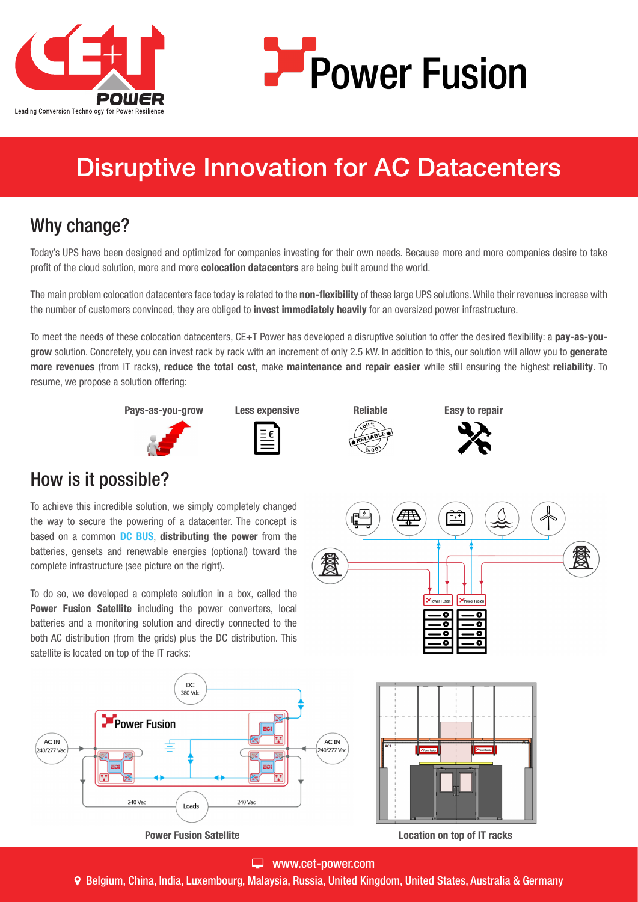# Power Fusion

## Disruptive Innovation for AC Datacenters

### Why change?

Today's UPS have been designed and optimized for companies investing for their own needs. Because more and more companies desire to take profit of the cloud solution, more and more **colocation datacenters** are being built around the world.

The main problem colocation datacenters face today is related to the **non-flexibility** of these large UPS solutions. While their revenues increase with the number of customers convinced, they are obliged to **invest immediately heavily** for an oversized power infrastructure.

To meet the needs of these colocation datacenters, CE+T Power has developed a disruptive solution to offer the desired flexibility: a **pay-as-you-grow** solution. Concretely, you can invest rack by rack with an increment of only 2.5 kW. In addition to this, our solution will allow you to **generate more revenues** (from IT racks), **reduce the total cost**, make **maintenance and repair easier** while still ensuring the highest **reliability**. To resume, we propose a solution offering:

**Pays-as-you-grow** | **Less expensive** | **Reliable** | **Easy to repair**

### How is it possible?

To achieve this incredible solution, we simply completely changed the way to secure the powering of a datacenter. The concept is based on a common **DC BUS**, **distributing the power** from the batteries, gensets and renewable energies (optional) toward the complete infrastructure (see picture on the right).

To do so, we developed a complete solution in a box, called the **Power Fusion Satellite** including the power converters, local batteries and a monitoring solution and directly connected to the both AC distribution (from the grids) plus the DC distribution. This satellite is located on top of the IT racks:

**Power Fusion Satellite**

**Location on top of IT racks**

www.cet-power.com

Belgium, China, India, Luxembourg, Malaysia, Russia, United Kingdom, United States, Australia & Germany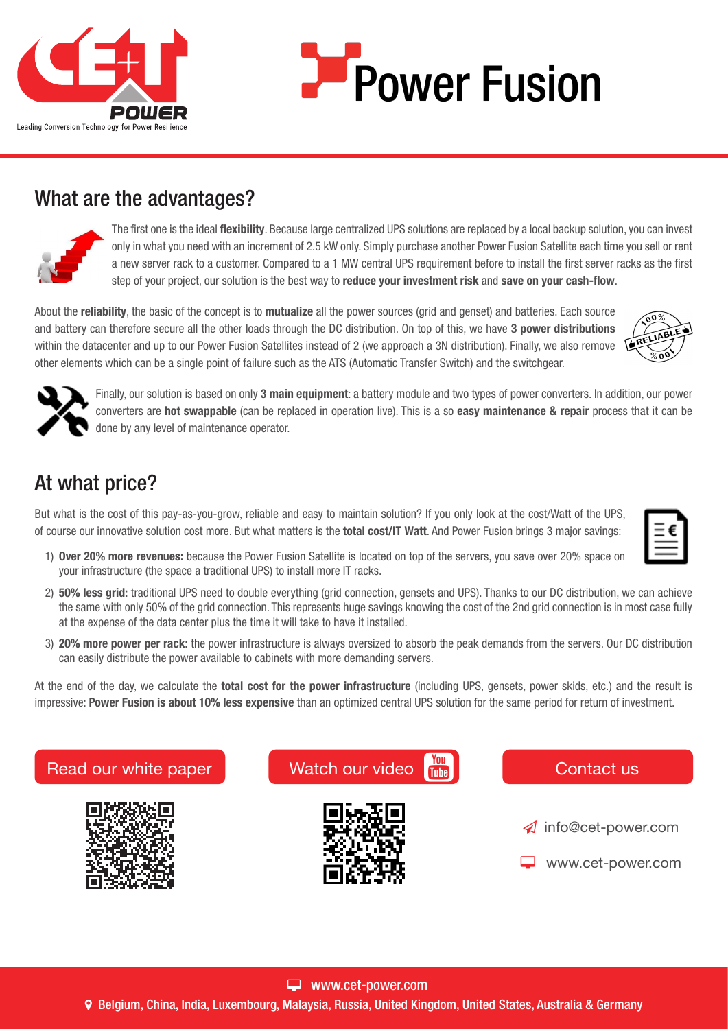# Power Fusion

## What are the advantages?

The first one is the ideal **flexibility**. Because large centralized UPS solutions are replaced by a local backup solution, you can invest only in what you need with an increment of 2.5 kW only. Simply purchase another Power Fusion Satellite each time you sell or rent a new server rack to a customer. Compared to a 1 MW central UPS requirement before to install the first server racks as the first step of your project, our solution is the best way to **reduce your investment risk** and **save on your cash-flow**.

About the **reliability**, the basic of the concept is to **mutualize** all the power sources (grid and genset) and batteries. Each source and battery can therefore secure all the other loads through the DC distribution. On top of this, we have **3 power distributions** within the datacenter and up to our Power Fusion Satellites instead of 2 (we approach a 3N distribution). Finally, we also remove other elements which can be a single point of failure such as the ATS (Automatic Transfer Switch) and the switchgear.

Finally, our solution is based on only **3 main equipment**: a battery module and two types of power converters. In addition, our power converters are **hot swappable** (can be replaced in operation live). This is a so **easy maintenance & repair** process that it can be done by any level of maintenance operator.

## At what price?

But what is the cost of this pay-as-you-grow, reliable and easy to maintain solution? If you only look at the cost/Watt of the UPS, of course our innovative solution cost more. But what matters is the **total cost/IT Watt**. And Power Fusion brings 3 major savings:

1) **Over 20% more revenues:** because the Power Fusion Satellite is located on top of the servers, you save over 20% space on your infrastructure (the space a traditional UPS) to install more IT racks.
2) **50% less grid:** traditional UPS need to double everything (grid connection, gensets and UPS). Thanks to our DC distribution, we can achieve the same with only 50% of the grid connection. This represents huge savings knowing the cost of the 2nd grid connection is in most case fully at the expense of the data center plus the time it will take to have it installed.
3) **20% more power per rack:** the power infrastructure is always oversized to absorb the peak demands from the servers. Our DC distribution can easily distribute the power available to cabinets with more demanding servers.

At the end of the day, we calculate the **total cost for the power infrastructure** (including UPS, gensets, power skids, etc.) and the result is impressive: **Power Fusion is about 10% less expensive** than an optimized central UPS solution for the same period for return of investment.

Read our white paper

Watch our video

Contact us

info@cet-power.com

www.cet-power.com

www.cet-power.com

Belgium, China, India, Luxembourg, Malaysia, Russia, United Kingdom, United States, Australia & Germany